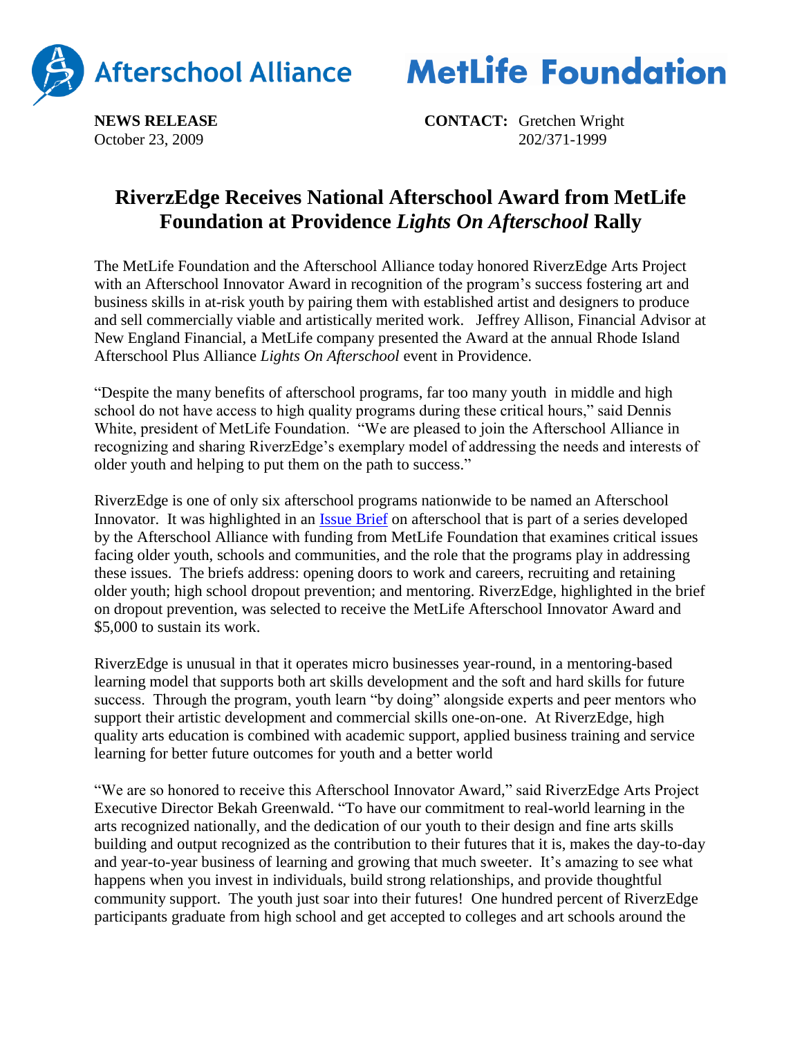Afterschool Alliance MetLife Foundation

**NEWS RELEASE**
October 23, 2009

**CONTACT:** Gretchen Wright
202/371-1999

# RiverzEdge Receives National Afterschool Award from MetLife Foundation at Providence *Lights On Afterschool* Rally

The MetLife Foundation and the Afterschool Alliance today honored RiverzEdge Arts Project with an Afterschool Innovator Award in recognition of the program's success fostering art and business skills in at-risk youth by pairing them with established artist and designers to produce and sell commercially viable and artistically merited work. Jeffrey Allison, Financial Advisor at New England Financial, a MetLife company presented the Award at the annual Rhode Island Afterschool Plus Alliance *Lights On Afterschool* event in Providence.

"Despite the many benefits of afterschool programs, far too many youth in middle and high school do not have access to high quality programs during these critical hours," said Dennis White, president of MetLife Foundation. "We are pleased to join the Afterschool Alliance in recognizing and sharing RiverzEdge's exemplary model of addressing the needs and interests of older youth and helping to put them on the path to success."

RiverzEdge is one of only six afterschool programs nationwide to be named an Afterschool Innovator. It was highlighted in an Issue Brief on afterschool that is part of a series developed by the Afterschool Alliance with funding from MetLife Foundation that examines critical issues facing older youth, schools and communities, and the role that the programs play in addressing these issues. The briefs address: opening doors to work and careers, recruiting and retaining older youth; high school dropout prevention; and mentoring. RiverzEdge, highlighted in the brief on dropout prevention, was selected to receive the MetLife Afterschool Innovator Award and $5,000 to sustain its work.

RiverzEdge is unusual in that it operates micro businesses year-round, in a mentoring-based learning model that supports both art skills development and the soft and hard skills for future success. Through the program, youth learn "by doing" alongside experts and peer mentors who support their artistic development and commercial skills one-on-one. At RiverzEdge, high quality arts education is combined with academic support, applied business training and service learning for better future outcomes for youth and a better world

"We are so honored to receive this Afterschool Innovator Award," said RiverzEdge Arts Project Executive Director Bekah Greenwald. "To have our commitment to real-world learning in the arts recognized nationally, and the dedication of our youth to their design and fine arts skills building and output recognized as the contribution to their futures that it is, makes the day-to-day and year-to-year business of learning and growing that much sweeter. It's amazing to see what happens when you invest in individuals, build strong relationships, and provide thoughtful community support. The youth just soar into their futures! One hundred percent of RiverzEdge participants graduate from high school and get accepted to colleges and art schools around the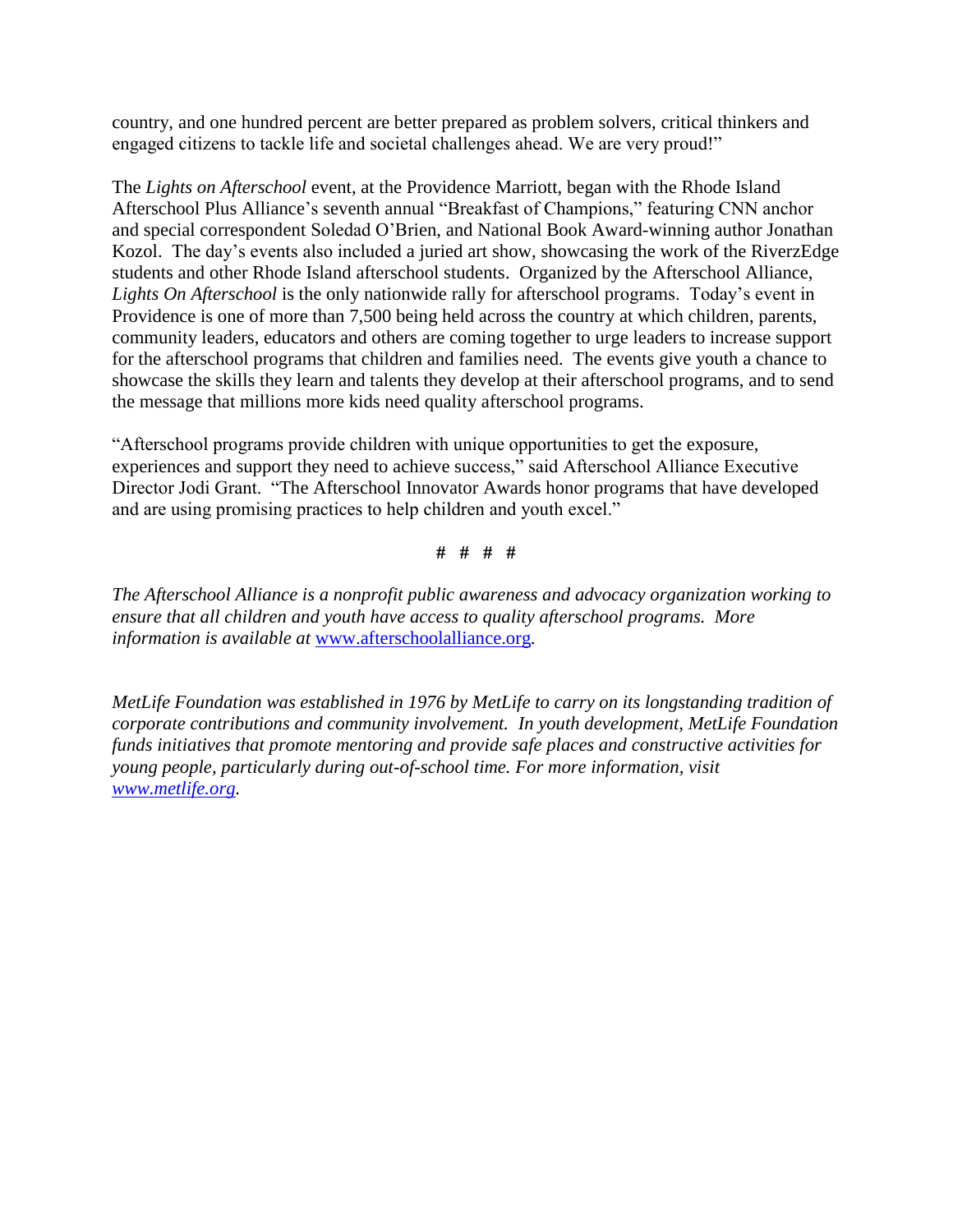country, and one hundred percent are better prepared as problem solvers, critical thinkers and engaged citizens to tackle life and societal challenges ahead. We are very proud!"

The *Lights on Afterschool* event, at the Providence Marriott, began with the Rhode Island Afterschool Plus Alliance's seventh annual "Breakfast of Champions," featuring CNN anchor and special correspondent Soledad O'Brien, and National Book Award-winning author Jonathan Kozol. The day's events also included a juried art show, showcasing the work of the RiverzEdge students and other Rhode Island afterschool students. Organized by the Afterschool Alliance, *Lights On Afterschool* is the only nationwide rally for afterschool programs. Today's event in Providence is one of more than 7,500 being held across the country at which children, parents, community leaders, educators and others are coming together to urge leaders to increase support for the afterschool programs that children and families need. The events give youth a chance to showcase the skills they learn and talents they develop at their afterschool programs, and to send the message that millions more kids need quality afterschool programs.

"Afterschool programs provide children with unique opportunities to get the exposure, experiences and support they need to achieve success," said Afterschool Alliance Executive Director Jodi Grant. "The Afterschool Innovator Awards honor programs that have developed and are using promising practices to help children and youth excel."

# # # #

*The Afterschool Alliance is a nonprofit public awareness and advocacy organization working to ensure that all children and youth have access to quality afterschool programs. More information is available at* www.afterschoolalliance.org*.*

*MetLife Foundation was established in 1976 by MetLife to carry on its longstanding tradition of corporate contributions and community involvement. In youth development, MetLife Foundation funds initiatives that promote mentoring and provide safe places and constructive activities for young people, particularly during out-of-school time. For more information, visit www.metlife.org.*